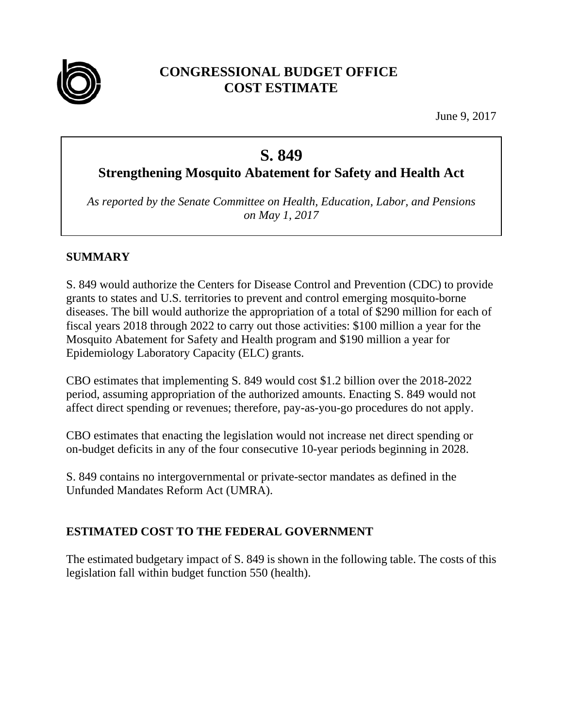# CONGRESSIONAL BUDGET OFFICE
# COST ESTIMATE

June 9, 2017

## S. 849
### Strengthening Mosquito Abatement for Safety and Health Act

*As reported by the Senate Committee on Health, Education, Labor, and Pensions on May 1, 2017*

## SUMMARY

S. 849 would authorize the Centers for Disease Control and Prevention (CDC) to provide grants to states and U.S. territories to prevent and control emerging mosquito-borne diseases. The bill would authorize the appropriation of a total of $290 million for each of fiscal years 2018 through 2022 to carry out those activities: $100 million a year for the Mosquito Abatement for Safety and Health program and $190 million a year for Epidemiology Laboratory Capacity (ELC) grants.

CBO estimates that implementing S. 849 would cost $1.2 billion over the 2018-2022 period, assuming appropriation of the authorized amounts. Enacting S. 849 would not affect direct spending or revenues; therefore, pay-as-you-go procedures do not apply.

CBO estimates that enacting the legislation would not increase net direct spending or on-budget deficits in any of the four consecutive 10-year periods beginning in 2028.

S. 849 contains no intergovernmental or private-sector mandates as defined in the Unfunded Mandates Reform Act (UMRA).

## ESTIMATED COST TO THE FEDERAL GOVERNMENT

The estimated budgetary impact of S. 849 is shown in the following table. The costs of this legislation fall within budget function 550 (health).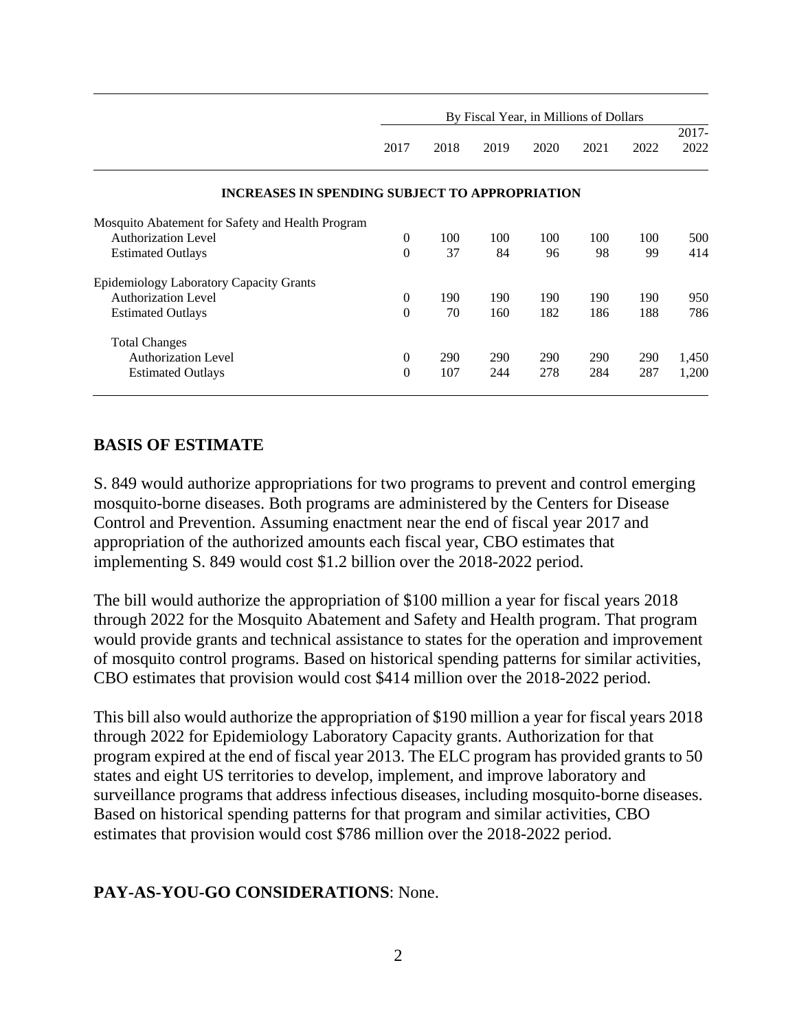| | By Fiscal Year, in Millions of Dollars | | | | | | |
|---|---|---|---|---|---|---|---|
| | 2017 | 2018 | 2019 | 2020 | 2021 | 2022 | 2017-2022 |
| **INCREASES IN SPENDING SUBJECT TO APPROPRIATION** | | | | | | | |
| Mosquito Abatement for Safety and Health Program | | | | | | | |
| Authorization Level | 0 | 100 | 100 | 100 | 100 | 100 | 500 |
| Estimated Outlays | 0 | 37 | 84 | 96 | 98 | 99 | 414 |
| Epidemiology Laboratory Capacity Grants | | | | | | | |
| Authorization Level | 0 | 190 | 190 | 190 | 190 | 190 | 950 |
| Estimated Outlays | 0 | 70 | 160 | 182 | 186 | 188 | 786 |
| Total Changes | | | | | | | |
| Authorization Level | 0 | 290 | 290 | 290 | 290 | 290 | 1,450 |
| Estimated Outlays | 0 | 107 | 244 | 278 | 284 | 287 | 1,200 |

## BASIS OF ESTIMATE

S. 849 would authorize appropriations for two programs to prevent and control emerging mosquito-borne diseases. Both programs are administered by the Centers for Disease Control and Prevention. Assuming enactment near the end of fiscal year 2017 and appropriation of the authorized amounts each fiscal year, CBO estimates that implementing S. 849 would cost $1.2 billion over the 2018-2022 period.

The bill would authorize the appropriation of $100 million a year for fiscal years 2018 through 2022 for the Mosquito Abatement and Safety and Health program. That program would provide grants and technical assistance to states for the operation and improvement of mosquito control programs. Based on historical spending patterns for similar activities, CBO estimates that provision would cost $414 million over the 2018-2022 period.

This bill also would authorize the appropriation of $190 million a year for fiscal years 2018 through 2022 for Epidemiology Laboratory Capacity grants. Authorization for that program expired at the end of fiscal year 2013. The ELC program has provided grants to 50 states and eight US territories to develop, implement, and improve laboratory and surveillance programs that address infectious diseases, including mosquito-borne diseases. Based on historical spending patterns for that program and similar activities, CBO estimates that provision would cost $786 million over the 2018-2022 period.

**PAY-AS-YOU-GO CONSIDERATIONS**: None.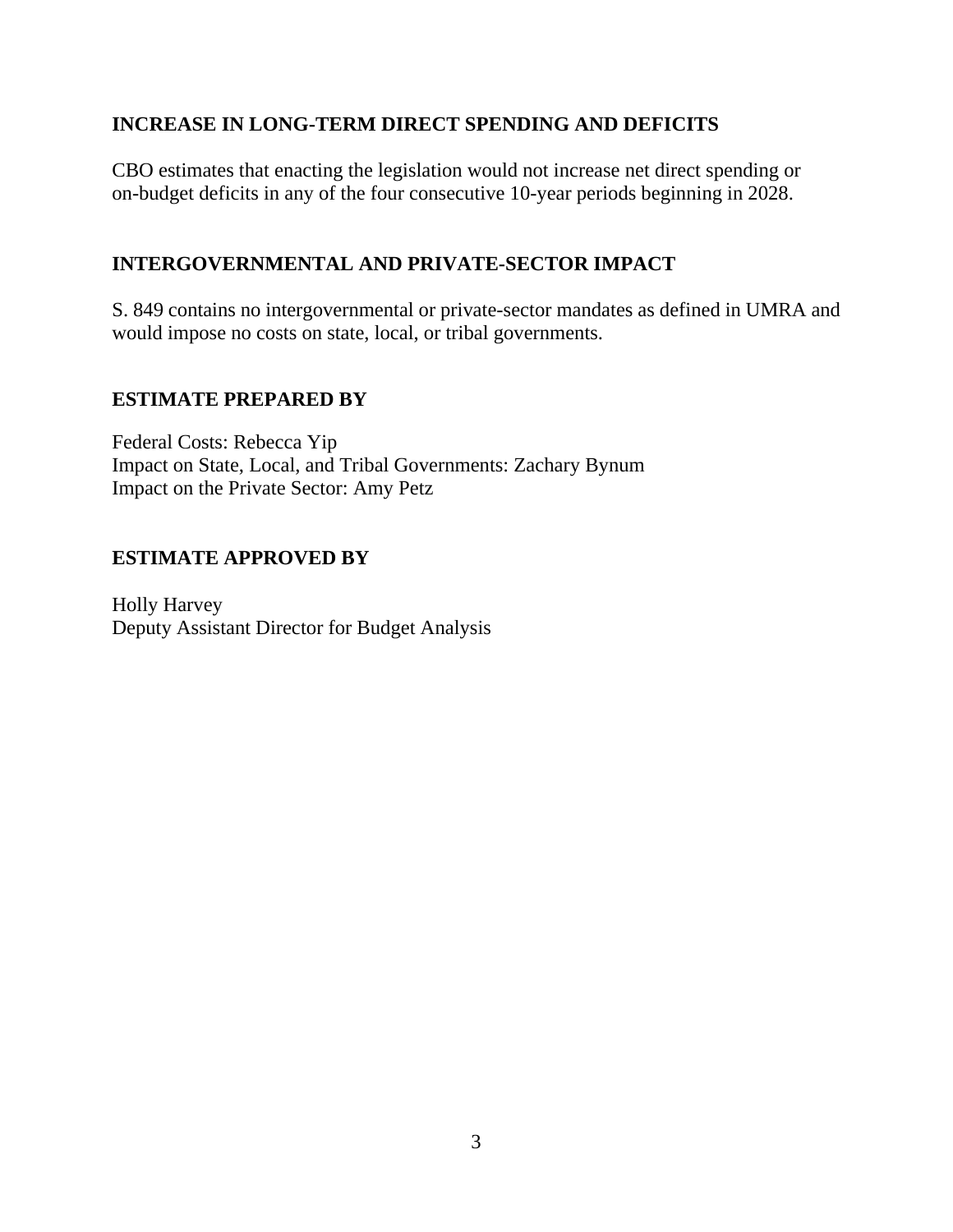## INCREASE IN LONG-TERM DIRECT SPENDING AND DEFICITS

CBO estimates that enacting the legislation would not increase net direct spending or on-budget deficits in any of the four consecutive 10-year periods beginning in 2028.

## INTERGOVERNMENTAL AND PRIVATE-SECTOR IMPACT

S. 849 contains no intergovernmental or private-sector mandates as defined in UMRA and would impose no costs on state, local, or tribal governments.

## ESTIMATE PREPARED BY

Federal Costs: Rebecca Yip
Impact on State, Local, and Tribal Governments: Zachary Bynum
Impact on the Private Sector: Amy Petz

## ESTIMATE APPROVED BY

Holly Harvey
Deputy Assistant Director for Budget Analysis